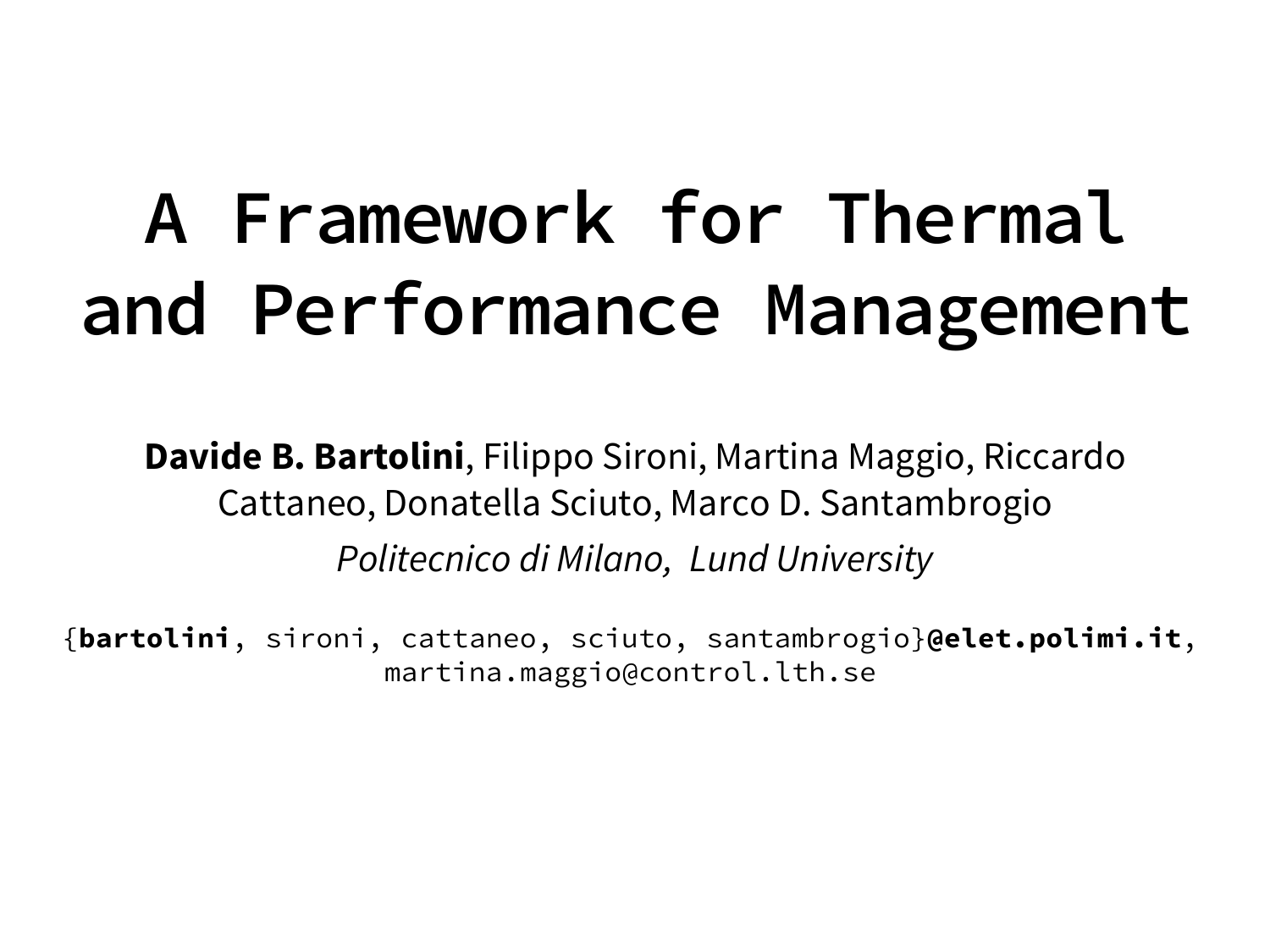# A Framework for Thermal and Performance Management

**Davide B. Bartolini**, Filippo Sironi, Martina Maggio, Riccardo Cattaneo, Donatella Sciuto, Marco D. Santambrogio

*Politecnico di Milano, Lund University*

{**bartolini**, sironi, cattaneo, sciuto, santambrogio}**@elet.polimi.it**, martina.maggio@control.lth.se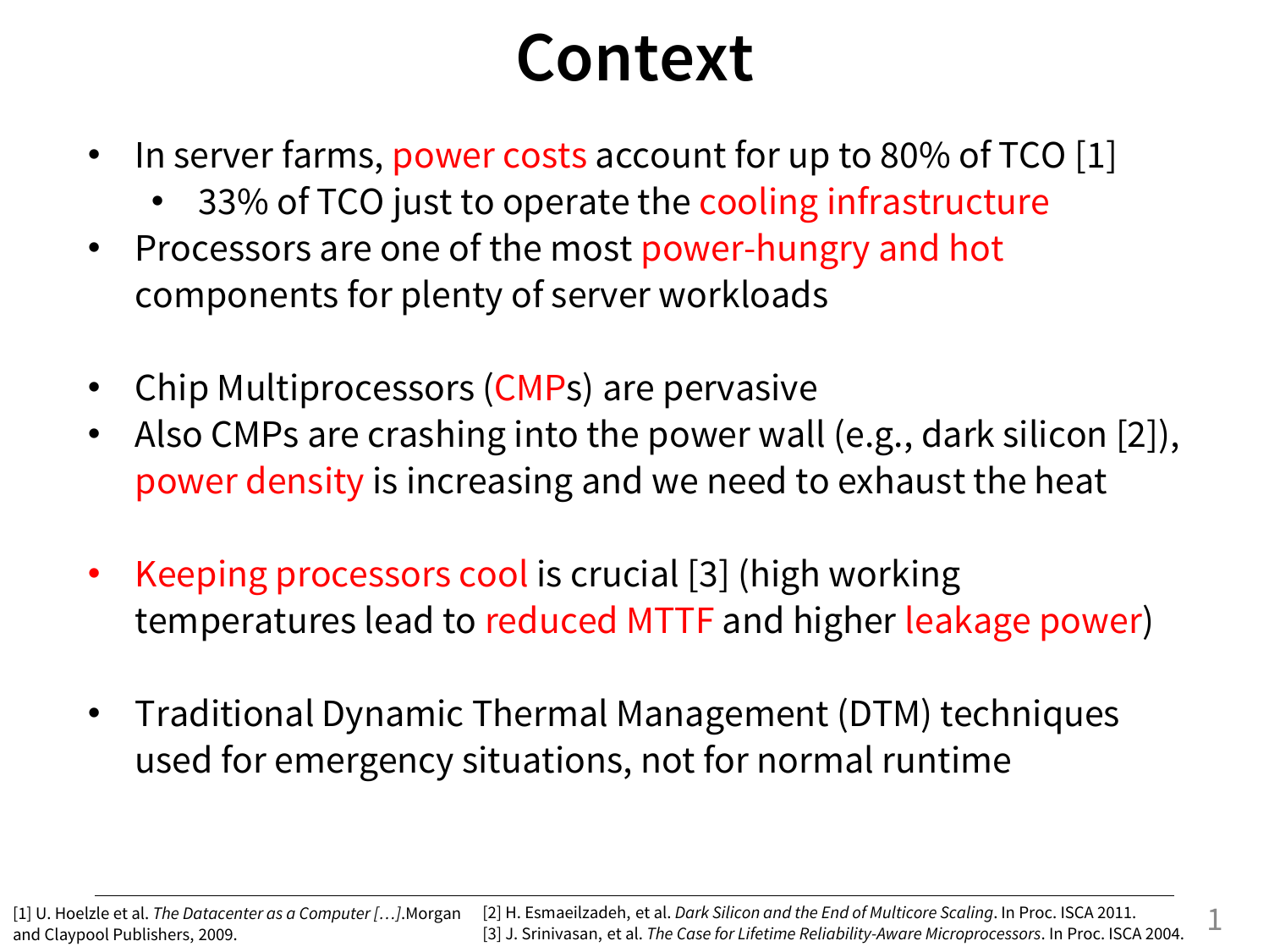# Context

- In server farms, power costs account for up to 80% of TCO [1]
  - 33% of TCO just to operate the cooling infrastructure
- Processors are one of the most power-hungry and hot components for plenty of server workloads

- Chip Multiprocessors (CMPs) are pervasive
- Also CMPs are crashing into the power wall (e.g., dark silicon [2]), power density is increasing and we need to exhaust the heat

- Keeping processors cool is crucial [3] (high working temperatures lead to reduced MTTF and higher leakage power)

- Traditional Dynamic Thermal Management (DTM) techniques used for emergency situations, not for normal runtime

---

[1] U. Hoelzle et al. *The Datacenter as a Computer […]*.Morgan and Claypool Publishers, 2009.

[2] H. Esmaeilzadeh, et al. *Dark Silicon and the End of Multicore Scaling*. In Proc. ISCA 2011.

[3] J. Srinivasan, et al. *The Case for Lifetime Reliability-Aware Microprocessors*. In Proc. ISCA 2004.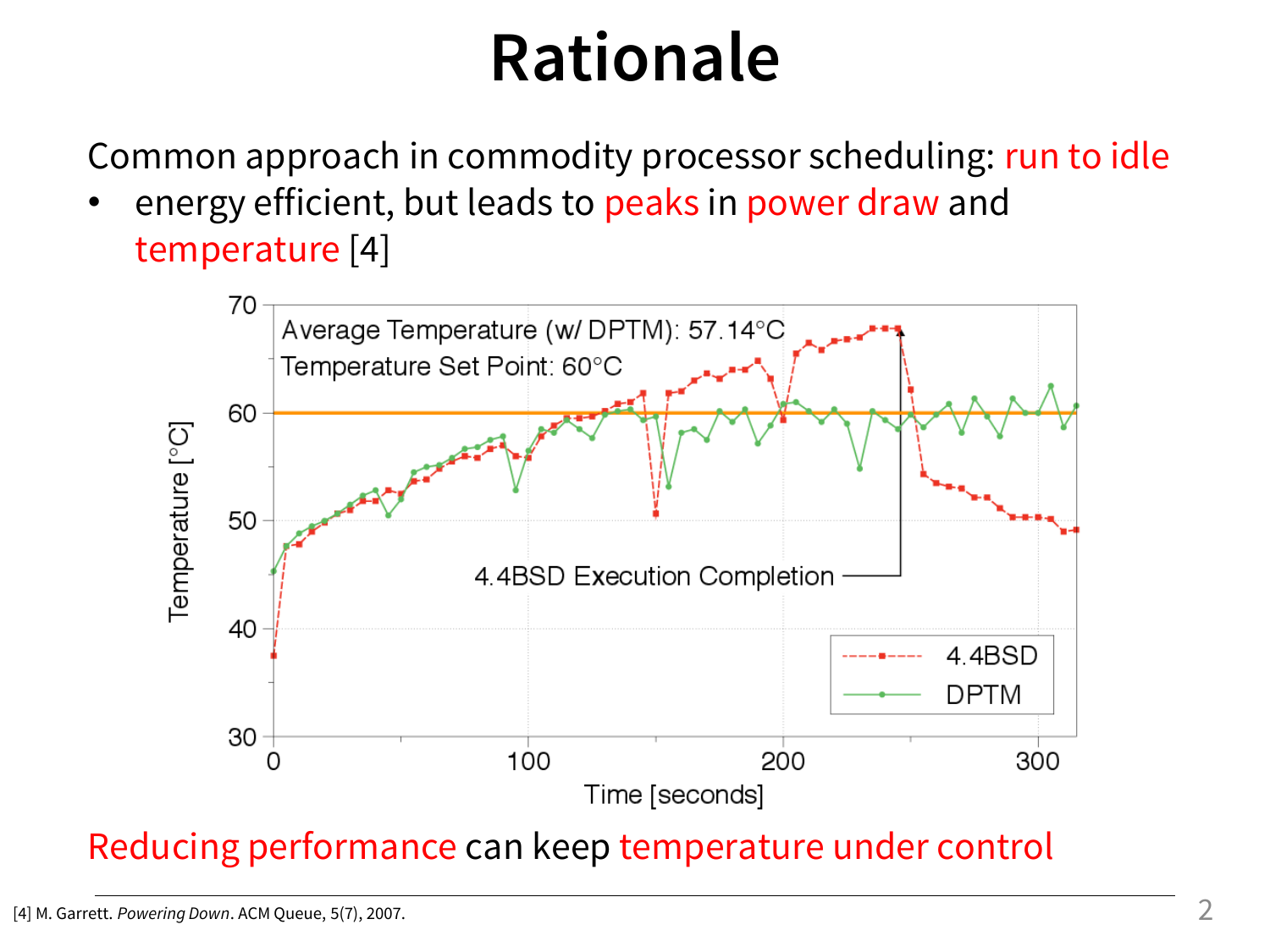# Rationale

Common approach in commodity processor scheduling: run to idle

- energy efficient, but leads to peaks in power draw and temperature [4]

Reducing performance can keep temperature under control

[4] M. Garrett. *Powering Down*. ACM Queue, 5(7), 2007.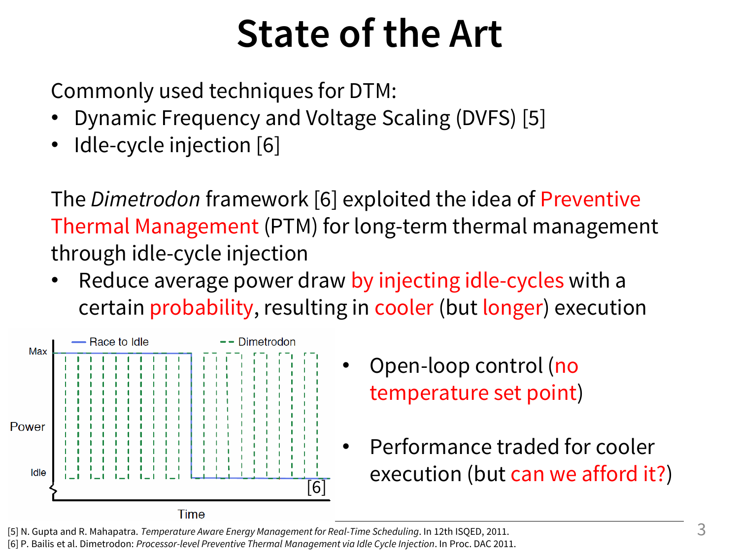# State of the Art

Commonly used techniques for DTM:

- Dynamic Frequency and Voltage Scaling (DVFS) [5]
- Idle-cycle injection [6]

The *Dimetrodon* framework [6] exploited the idea of Preventive Thermal Management (PTM) for long-term thermal management through idle-cycle injection

- Reduce average power draw by injecting idle-cycles with a certain probability, resulting in cooler (but longer) execution

- Open-loop control (no temperature set point)
- Performance traded for cooler execution (but can we afford it?)

[5] N. Gupta and R. Mahapatra. *Temperature Aware Energy Management for Real-Time Scheduling*. In 12th ISQED, 2011.
[6] P. Bailis et al. Dimetrodon: *Processor-level Preventive Thermal Management via Idle Cycle Injection*. In Proc. DAC 2011.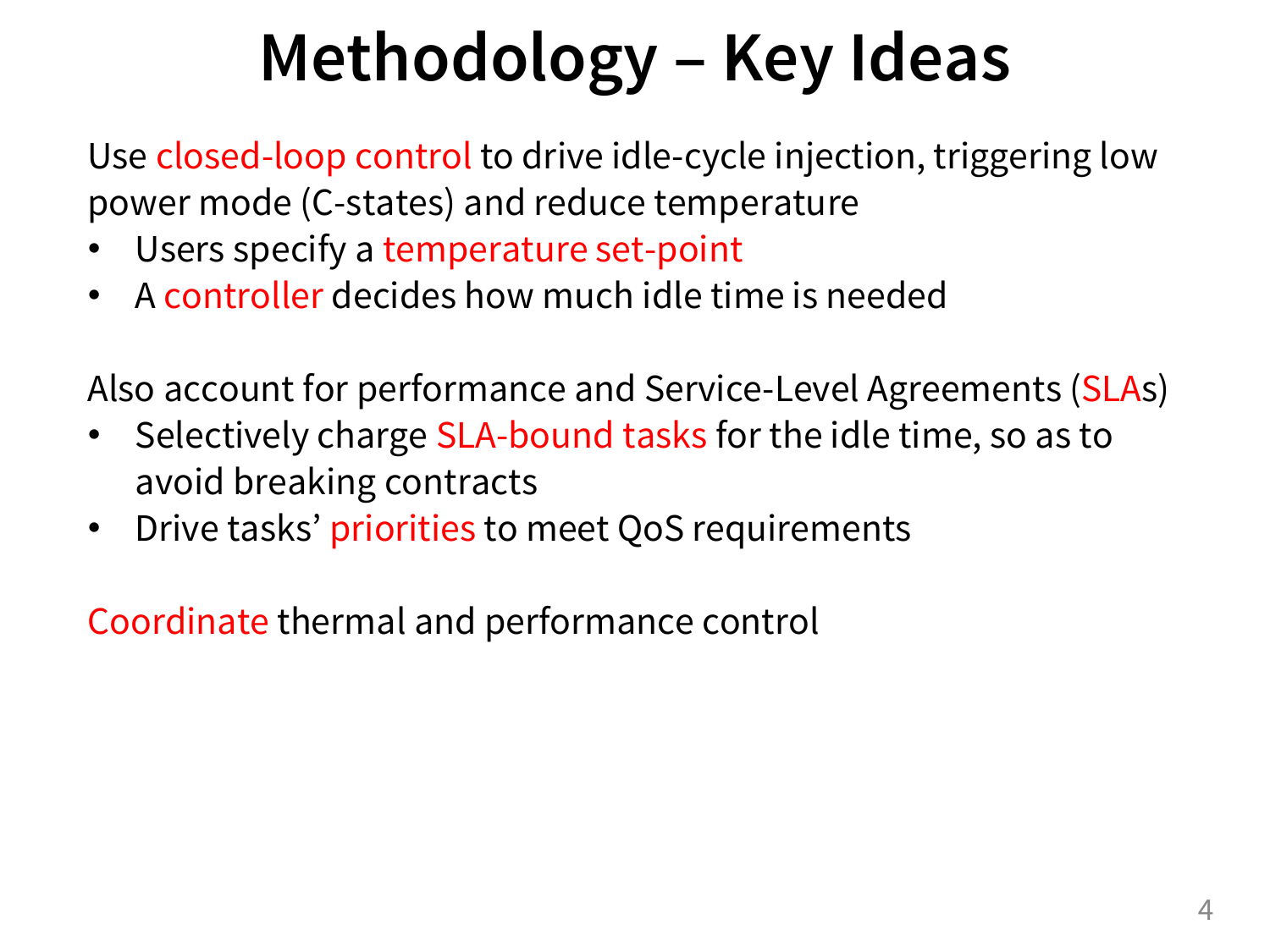# Methodology – Key Ideas

Use closed-loop control to drive idle-cycle injection, triggering low power mode (C-states) and reduce temperature

- Users specify a temperature set-point
- A controller decides how much idle time is needed

Also account for performance and Service-Level Agreements (SLAs)

- Selectively charge SLA-bound tasks for the idle time, so as to avoid breaking contracts
- Drive tasks' priorities to meet QoS requirements

Coordinate thermal and performance control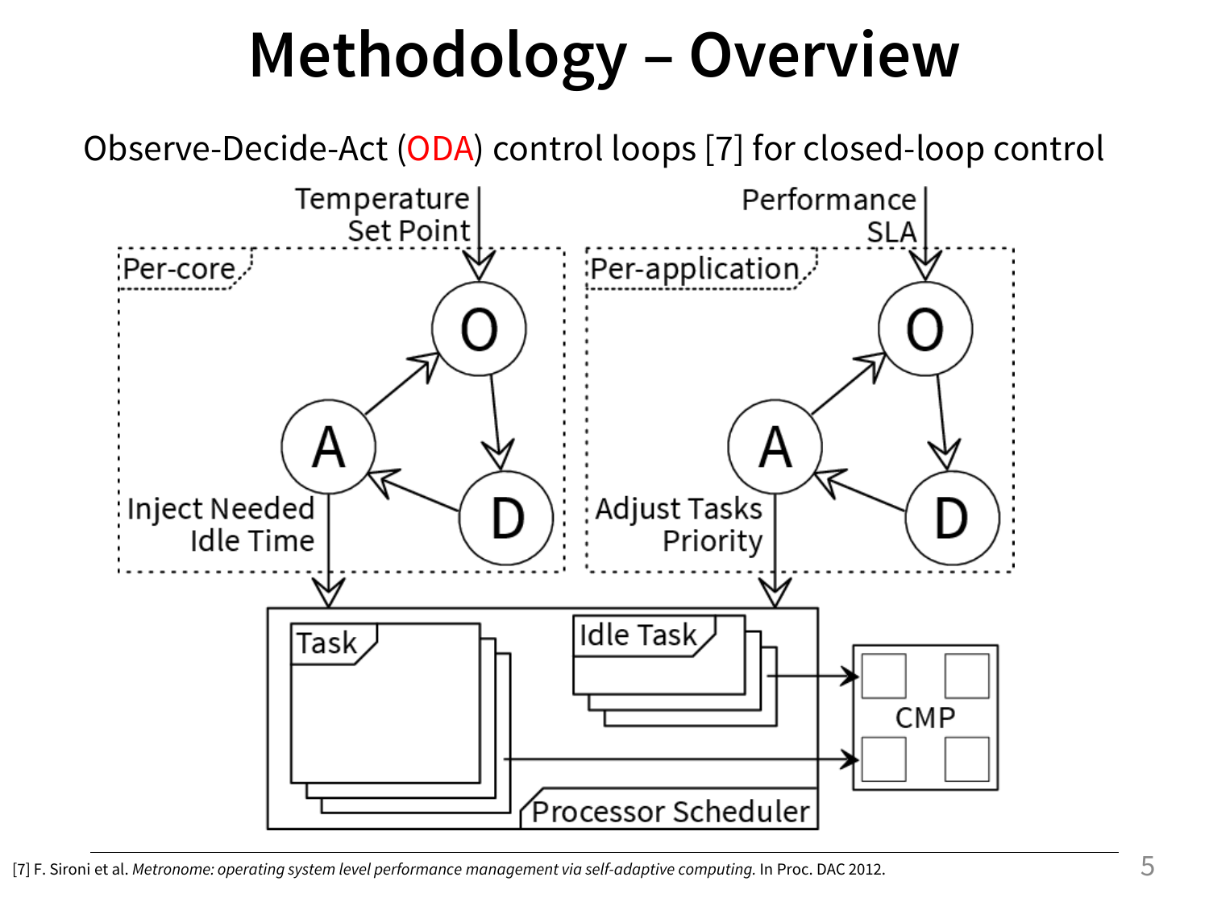# Methodology – Overview

Observe-Decide-Act (ODA) control loops [7] for closed-loop control

Temperature Set Point

Performance SLA

Per-core

Per-application

Inject Needed Idle Time

Adjust Tasks Priority

Task

Idle Task

Processor Scheduler

CMP

[7] F. Sironi et al. *Metronome: operating system level performance management via self-adaptive computing.* In Proc. DAC 2012.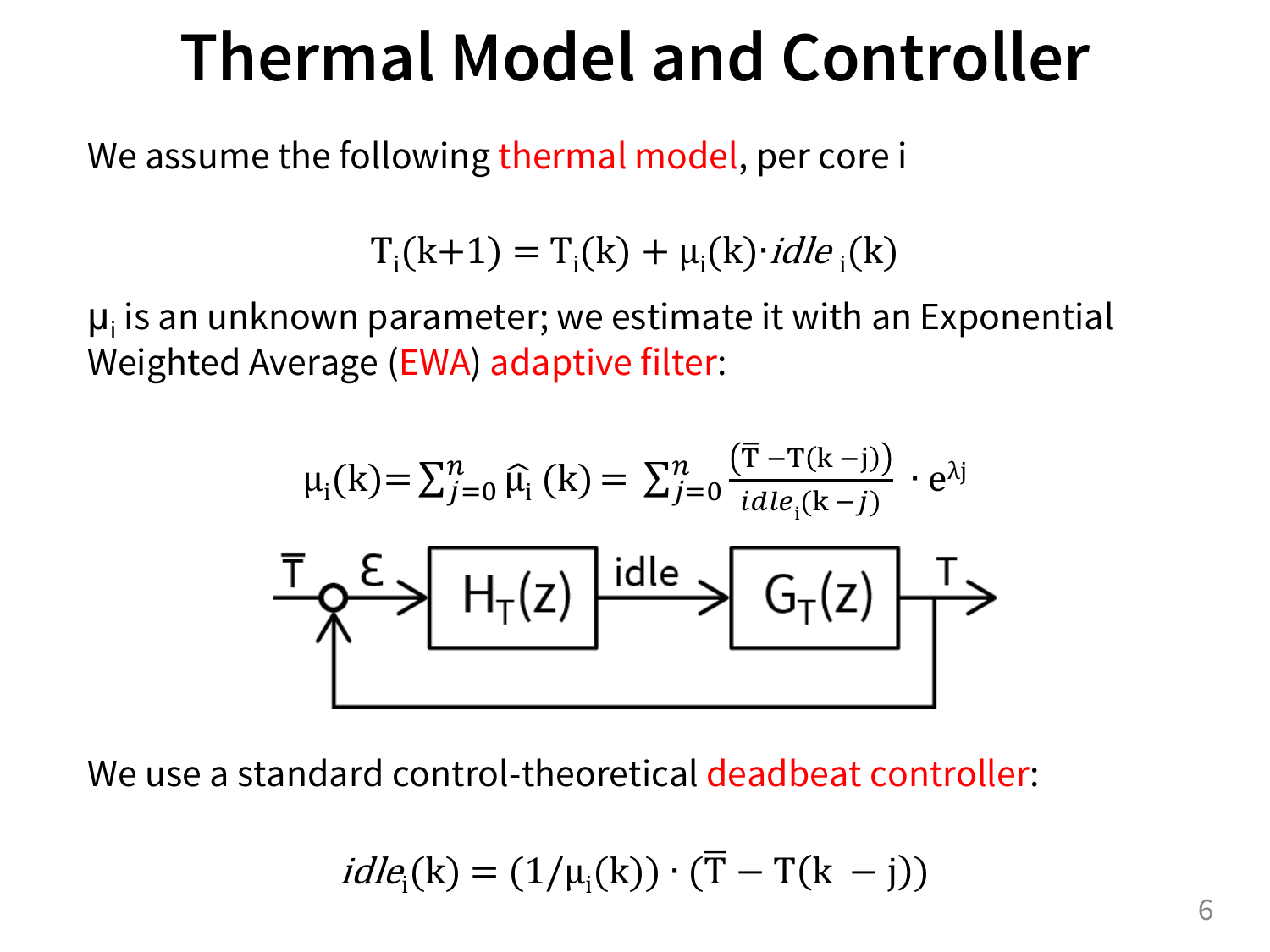# Thermal Model and Controller

We assume the following thermal model, per core i

$$T_i(k+1) = T_i(k) + \mu_i(k) \cdot idle_i(k)$$

$\mu_i$ is an unknown parameter; we estimate it with an Exponential Weighted Average (EWA) adaptive filter:

$$\mu_i(k) = \sum_{j=0}^{n} \hat{\mu}_i(k) = \sum_{j=0}^{n} \frac{(\overline{T} - T(k-j))}{idle_i(k-j)} \cdot e^{\lambda j}$$

We use a standard control-theoretical deadbeat controller:

$$idle_i(k) = (1/\mu_i(k)) \cdot (\overline{T} - T(k - j))$$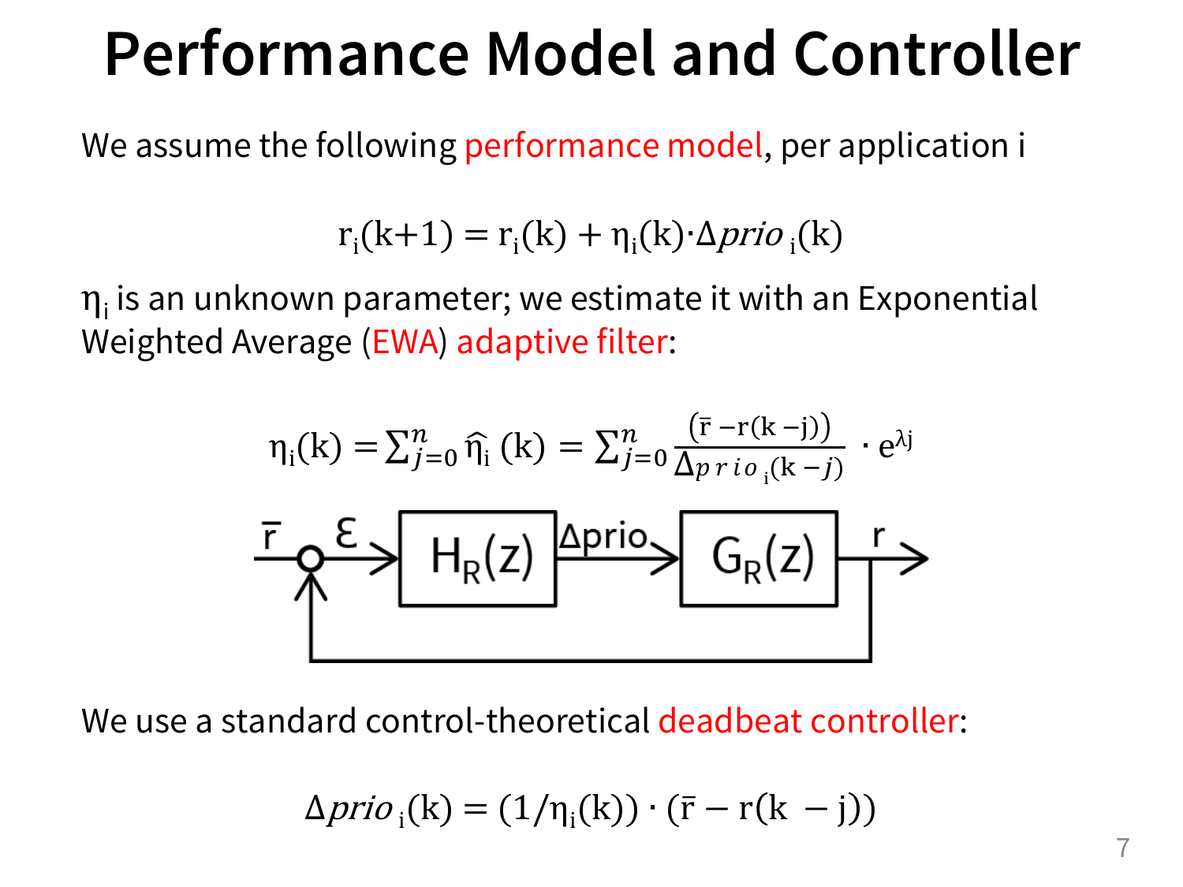# Performance Model and Controller

We assume the following performance model, per application i

$$r_i(k+1) = r_i(k) + \eta_i(k) \cdot \Delta prio_i(k)$$

$\eta_i$ is an unknown parameter; we estimate it with an Exponential Weighted Average (EWA) adaptive filter:

$$\eta_i(k) = \sum_{j=0}^{n} \hat{\eta}_i(k) = \sum_{j=0}^{n} \frac{(\bar{r} - r(k-j))}{\Delta prio_i(k-j)} \cdot e^{\lambda j}$$

We use a standard control-theoretical deadbeat controller:

$$\Delta prio_i(k) = (1/\eta_i(k)) \cdot (\bar{r} - r(k - j))$$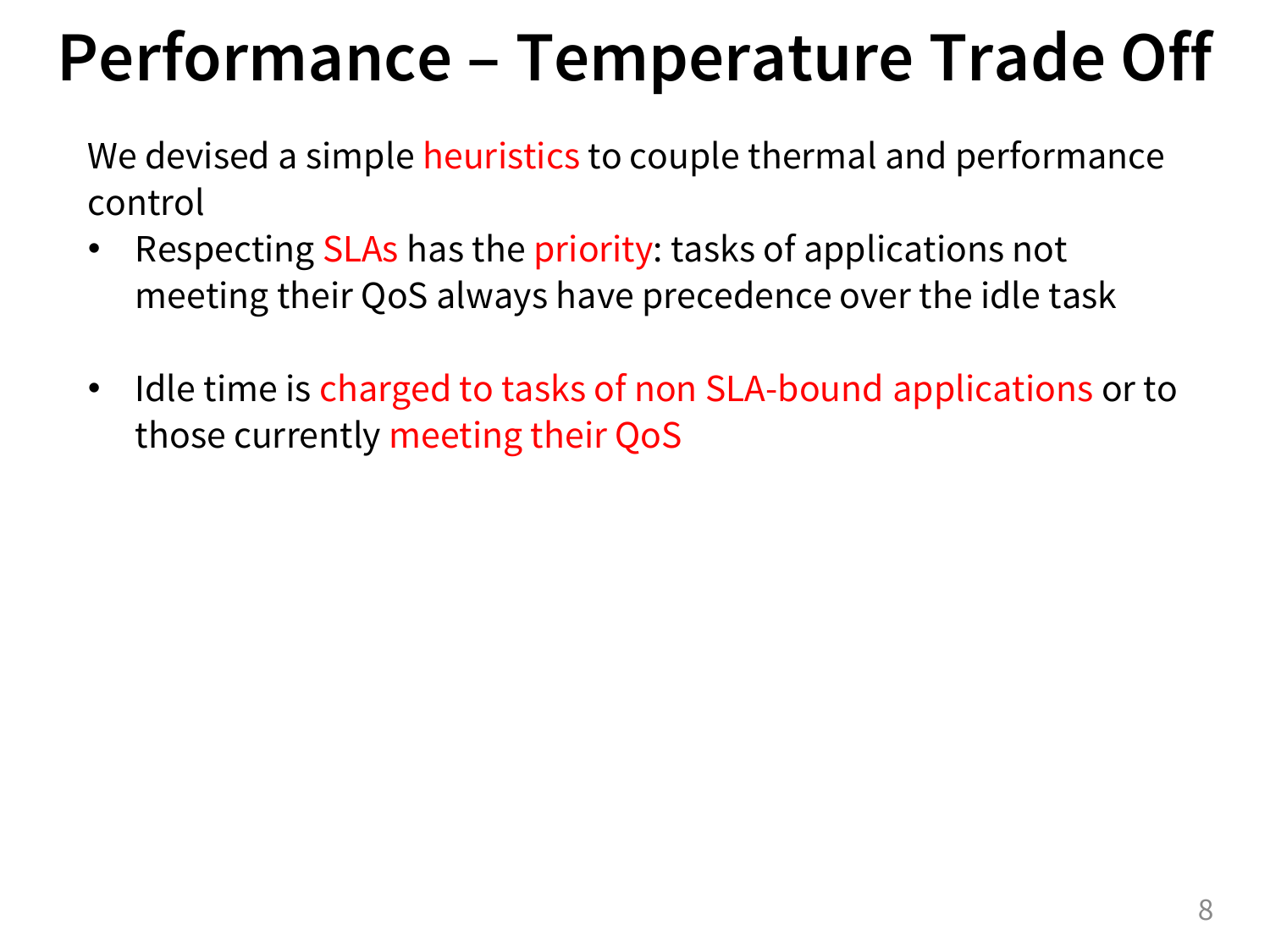# Performance – Temperature Trade Off

We devised a simple heuristics to couple thermal and performance control

- Respecting SLAs has the priority: tasks of applications not meeting their QoS always have precedence over the idle task

- Idle time is charged to tasks of non SLA-bound applications or to those currently meeting their QoS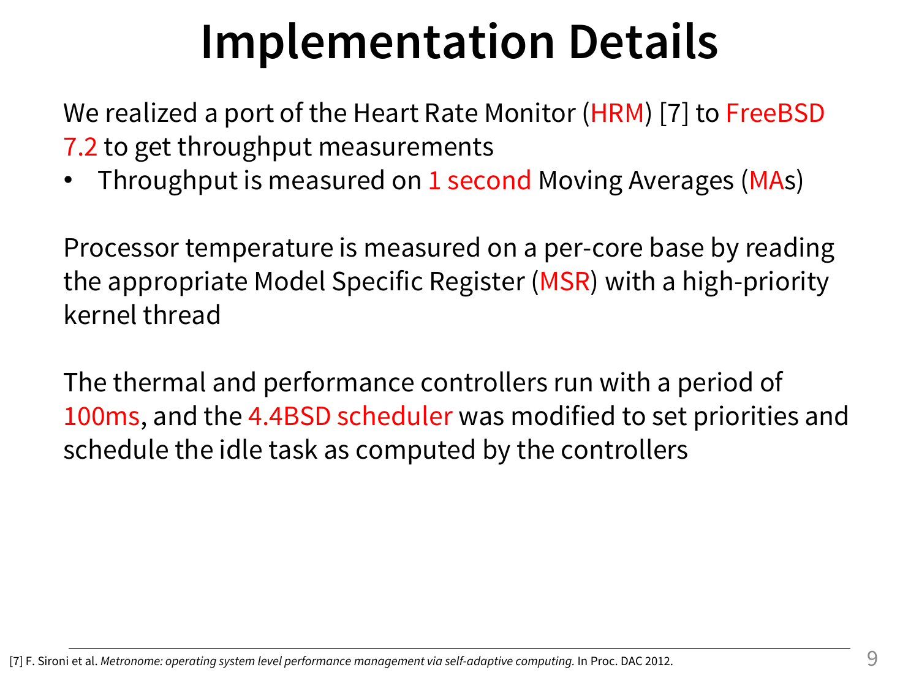# Implementation Details

We realized a port of the Heart Rate Monitor (HRM) [7] to FreeBSD 7.2 to get throughput measurements

- Throughput is measured on 1 second Moving Averages (MAs)

Processor temperature is measured on a per-core base by reading the appropriate Model Specific Register (MSR) with a high-priority kernel thread

The thermal and performance controllers run with a period of 100ms, and the 4.4BSD scheduler was modified to set priorities and schedule the idle task as computed by the controllers

[7] F. Sironi et al. *Metronome: operating system level performance management via self-adaptive computing.* In Proc. DAC 2012.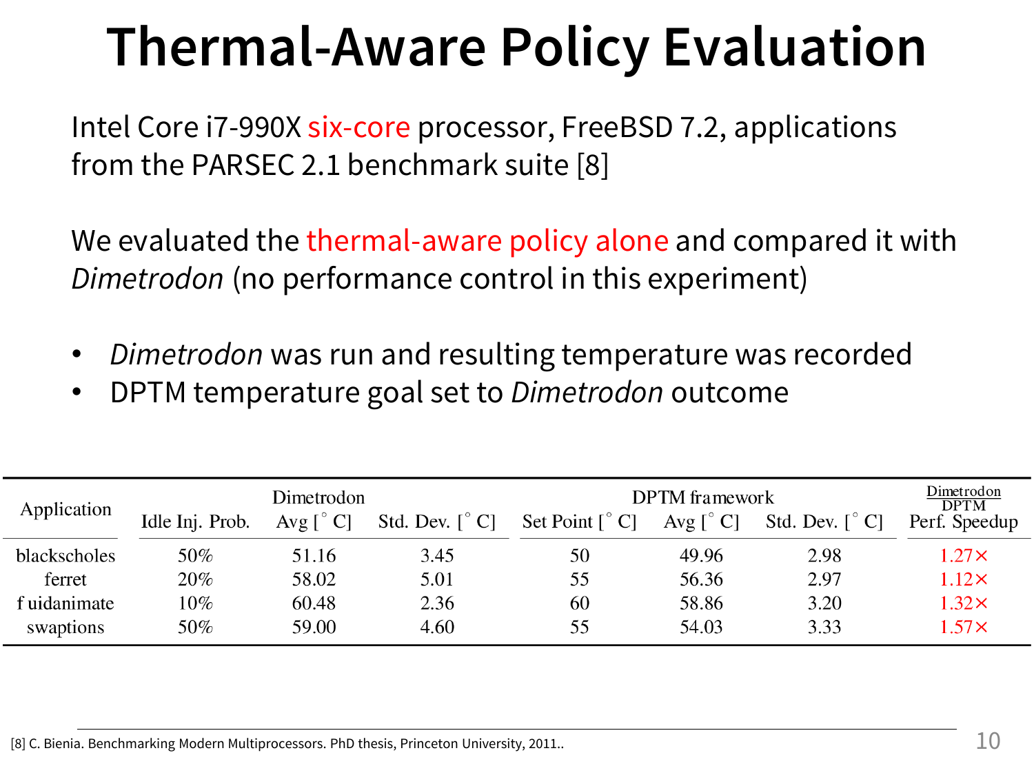# Thermal-Aware Policy Evaluation

Intel Core i7-990X six-core processor, FreeBSD 7.2, applications from the PARSEC 2.1 benchmark suite [8]

We evaluated the thermal-aware policy alone and compared it with *Dimetrodon* (no performance control in this experiment)

- *Dimetrodon* was run and resulting temperature was recorded
- DPTM temperature goal set to *Dimetrodon* outcome

| Application | Dimetrodon | | | DPTM framework | | | $\frac{\text{Dimetrodon}}{\text{DPTM}}$ |
|---|---|---|---|---|---|---|---|
| | Idle Inj. Prob. | Avg [$^\circ$ C] | Std. Dev. [$^\circ$ C] | Set Point [$^\circ$ C] | Avg [$^\circ$ C] | Std. Dev. [$^\circ$ C] | Perf. Speedup |
| blackscholes | 50% | 51.16 | 3.45 | 50 | 49.96 | 2.98 | 1.27× |
| ferret | 20% | 58.02 | 5.01 | 55 | 56.36 | 2.97 | 1.12× |
| f uidanimate | 10% | 60.48 | 2.36 | 60 | 58.86 | 3.20 | 1.32× |
| swaptions | 50% | 59.00 | 4.60 | 55 | 54.03 | 3.33 | 1.57× |

[8] C. Bienia. Benchmarking Modern Multiprocessors. PhD thesis, Princeton University, 2011..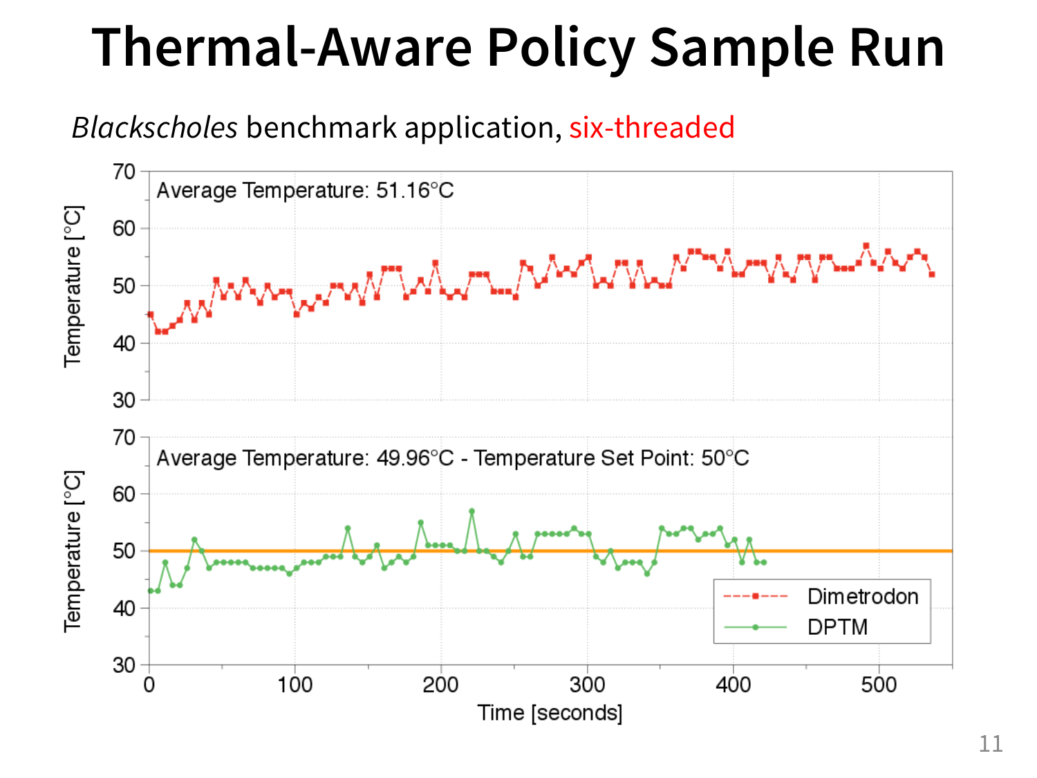# Thermal-Aware Policy Sample Run

*Blackscholes* benchmark application, six-threaded

Average Temperature: 51.16°C

Average Temperature: 49.96°C - Temperature Set Point: 50°C

Dimetrodon

DPTM

Temperature [°C]

Time [seconds]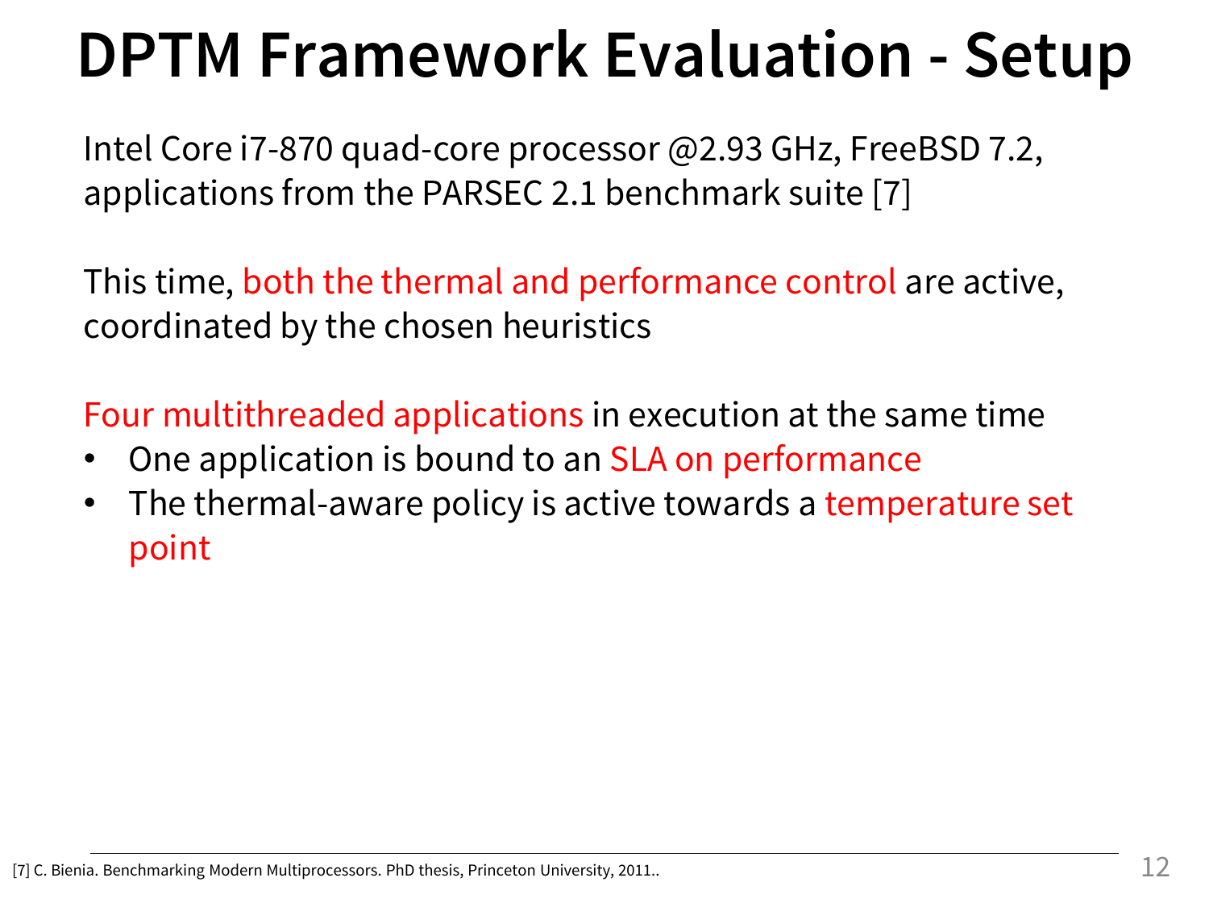# DPTM Framework Evaluation - Setup

Intel Core i7-870 quad-core processor @2.93 GHz, FreeBSD 7.2, applications from the PARSEC 2.1 benchmark suite [7]

This time, both the thermal and performance control are active, coordinated by the chosen heuristics

Four multithreaded applications in execution at the same time

- One application is bound to an SLA on performance
- The thermal-aware policy is active towards a temperature set point

[7] C. Bienia. Benchmarking Modern Multiprocessors. PhD thesis, Princeton University, 2011..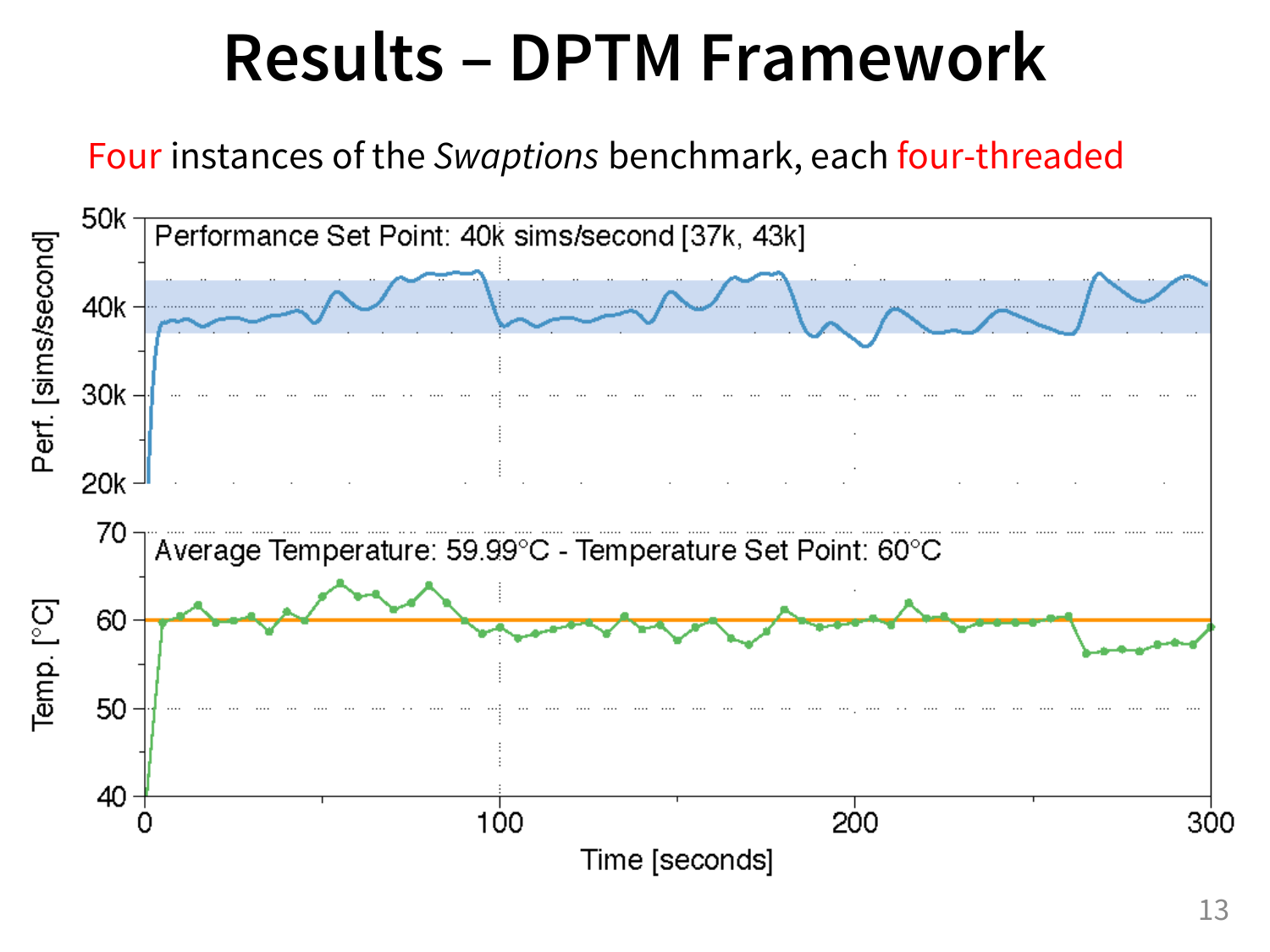# Results – DPTM Framework

Four instances of the *Swaptions* benchmark, each four-threaded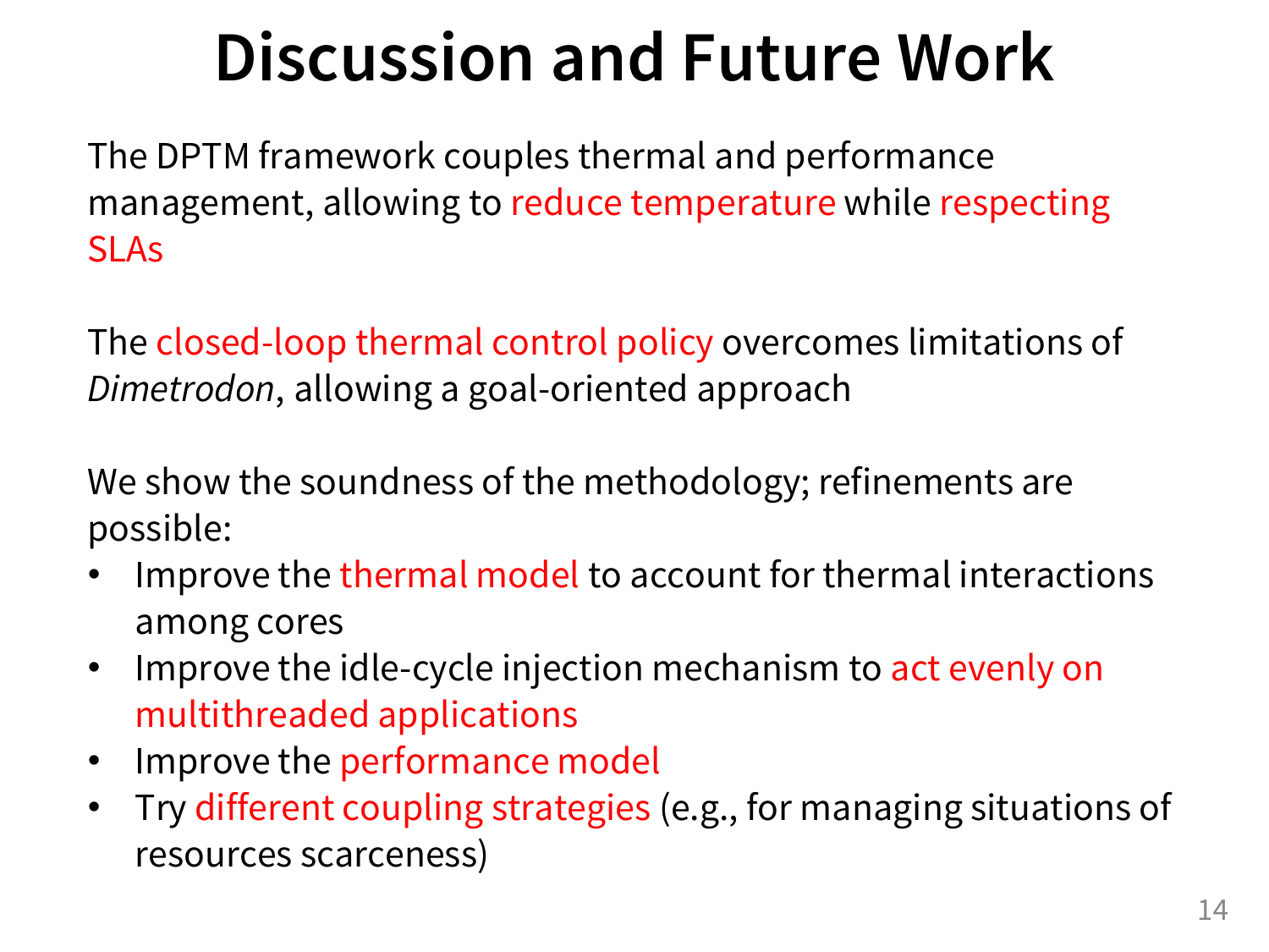# Discussion and Future Work

The DPTM framework couples thermal and performance management, allowing to reduce temperature while respecting SLAs

The closed-loop thermal control policy overcomes limitations of *Dimetrodon*, allowing a goal-oriented approach

We show the soundness of the methodology; refinements are possible:

- Improve the thermal model to account for thermal interactions among cores
- Improve the idle-cycle injection mechanism to act evenly on multithreaded applications
- Improve the performance model
- Try different coupling strategies (e.g., for managing situations of resources scarceness)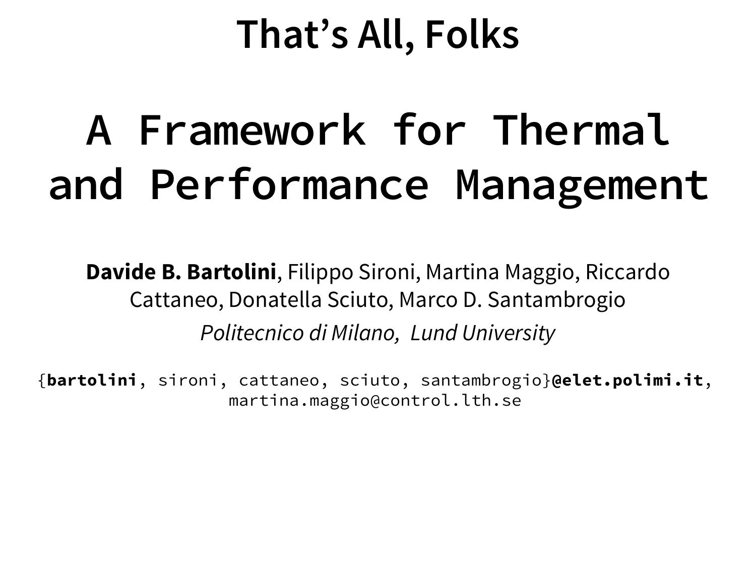# That's All, Folks

# A Framework for Thermal and Performance Management

**Davide B. Bartolini**, Filippo Sironi, Martina Maggio, Riccardo Cattaneo, Donatella Sciuto, Marco D. Santambrogio

*Politecnico di Milano, Lund University*

{**bartolini**, sironi, cattaneo, sciuto, santambrogio}**@elet.polimi.it**, martina.maggio@control.lth.se